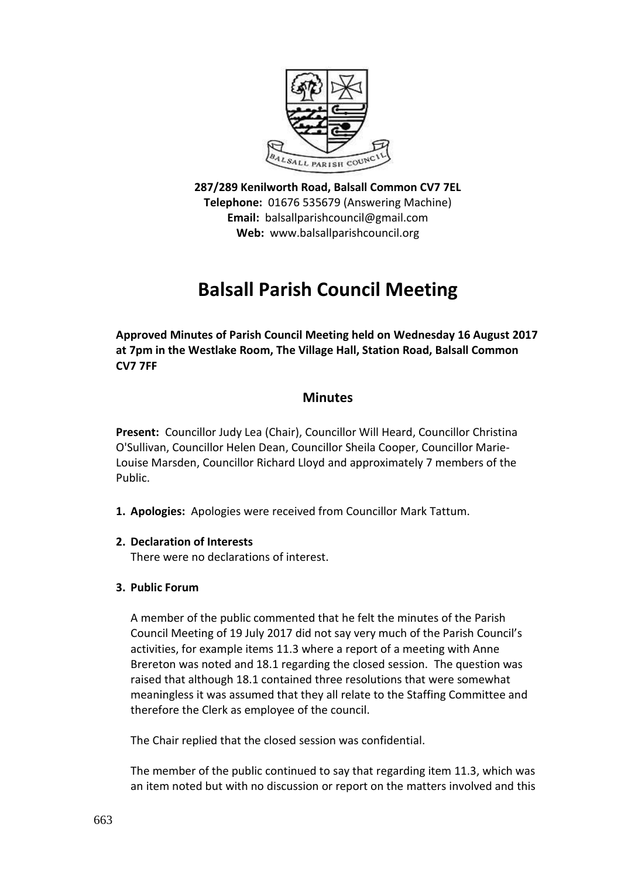**287/289 Kenilworth Road, Balsall Common CV7 7EL**
**Telephone:** 01676 535679 (Answering Machine)
**Email:** balsallparishcouncil@gmail.com
**Web:** www.balsallparishcouncil.org

# Balsall Parish Council Meeting

**Approved Minutes of Parish Council Meeting held on Wednesday 16 August 2017 at 7pm in the Westlake Room, The Village Hall, Station Road, Balsall Common CV7 7FF**

## Minutes

**Present:** Councillor Judy Lea (Chair), Councillor Will Heard, Councillor Christina O'Sullivan, Councillor Helen Dean, Councillor Sheila Cooper, Councillor Marie-Louise Marsden, Councillor Richard Lloyd and approximately 7 members of the Public.

1. **Apologies:** Apologies were received from Councillor Mark Tattum.

2. **Declaration of Interests**
   There were no declarations of interest.

3. **Public Forum**

   A member of the public commented that he felt the minutes of the Parish Council Meeting of 19 July 2017 did not say very much of the Parish Council's activities, for example items 11.3 where a report of a meeting with Anne Brereton was noted and 18.1 regarding the closed session. The question was raised that although 18.1 contained three resolutions that were somewhat meaningless it was assumed that they all relate to the Staffing Committee and therefore the Clerk as employee of the council.

   The Chair replied that the closed session was confidential.

   The member of the public continued to say that regarding item 11.3, which was an item noted but with no discussion or report on the matters involved and this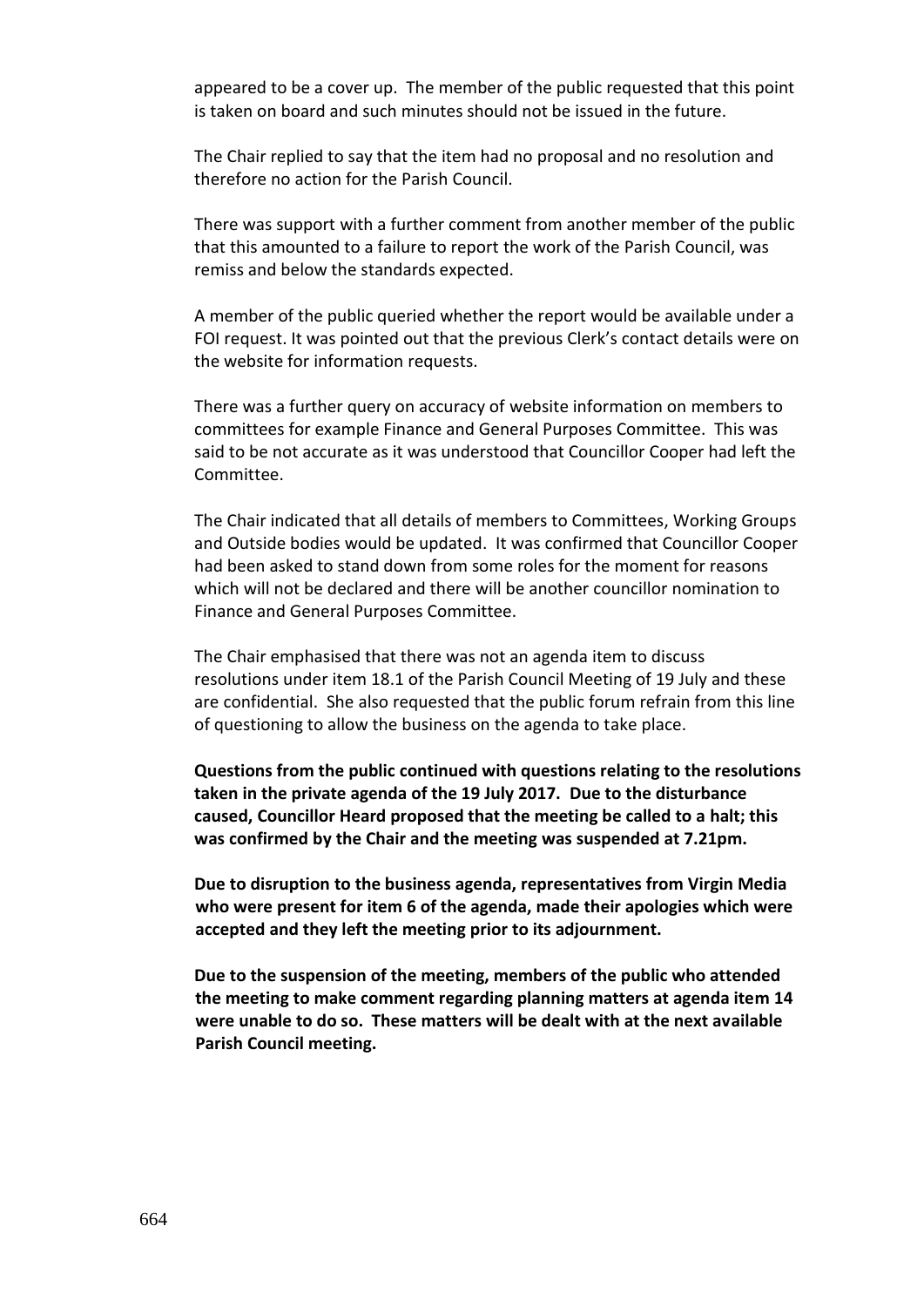appeared to be a cover up. The member of the public requested that this point is taken on board and such minutes should not be issued in the future.

The Chair replied to say that the item had no proposal and no resolution and therefore no action for the Parish Council.

There was support with a further comment from another member of the public that this amounted to a failure to report the work of the Parish Council, was remiss and below the standards expected.

A member of the public queried whether the report would be available under a FOI request. It was pointed out that the previous Clerk's contact details were on the website for information requests.

There was a further query on accuracy of website information on members to committees for example Finance and General Purposes Committee. This was said to be not accurate as it was understood that Councillor Cooper had left the Committee.

The Chair indicated that all details of members to Committees, Working Groups and Outside bodies would be updated. It was confirmed that Councillor Cooper had been asked to stand down from some roles for the moment for reasons which will not be declared and there will be another councillor nomination to Finance and General Purposes Committee.

The Chair emphasised that there was not an agenda item to discuss resolutions under item 18.1 of the Parish Council Meeting of 19 July and these are confidential. She also requested that the public forum refrain from this line of questioning to allow the business on the agenda to take place.

**Questions from the public continued with questions relating to the resolutions taken in the private agenda of the 19 July 2017. Due to the disturbance caused, Councillor Heard proposed that the meeting be called to a halt; this was confirmed by the Chair and the meeting was suspended at 7.21pm.**

**Due to disruption to the business agenda, representatives from Virgin Media who were present for item 6 of the agenda, made their apologies which were accepted and they left the meeting prior to its adjournment.**

**Due to the suspension of the meeting, members of the public who attended the meeting to make comment regarding planning matters at agenda item 14 were unable to do so. These matters will be dealt with at the next available Parish Council meeting.**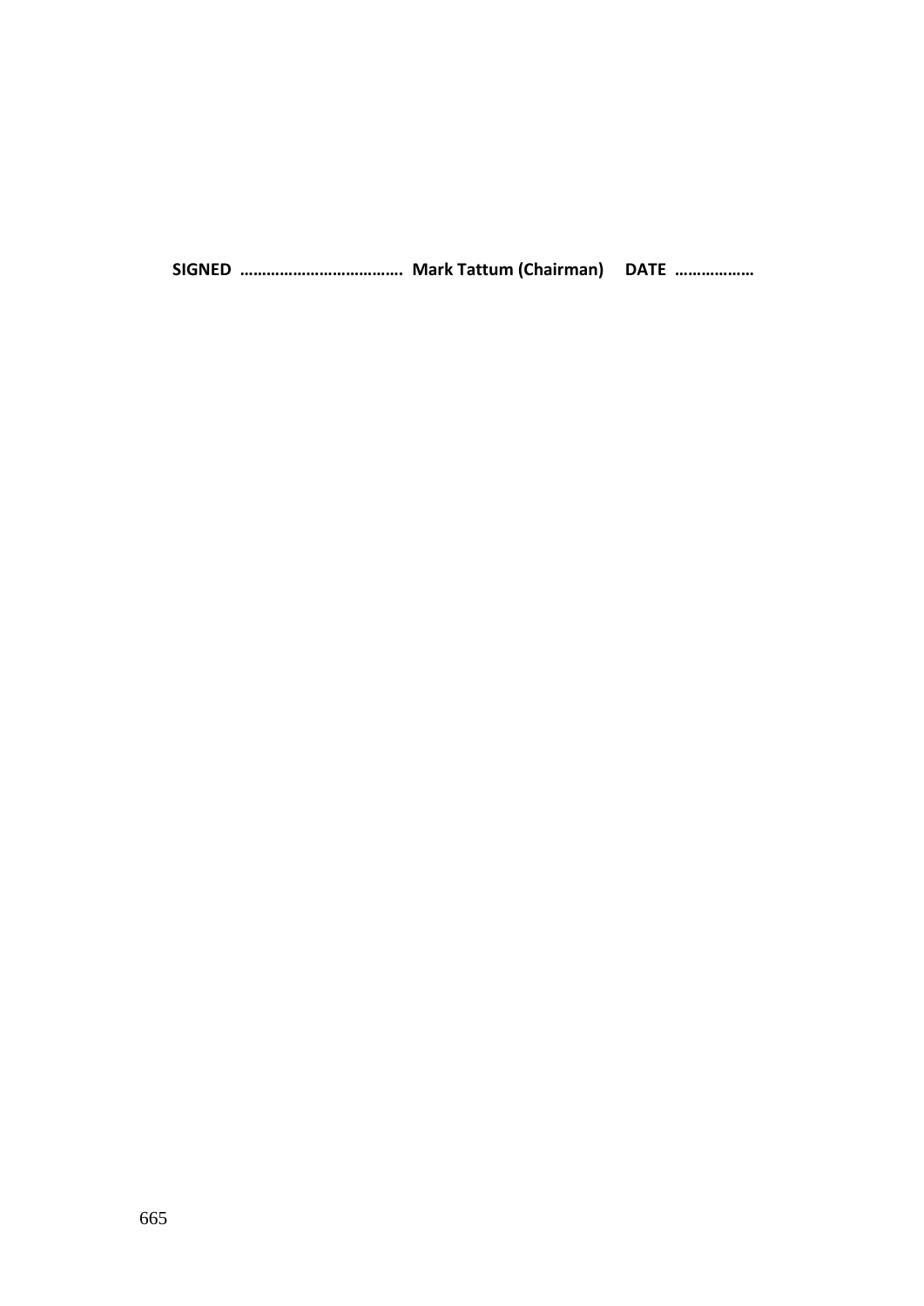**SIGNED ……………………………… Mark Tattum (Chairman) DATE ………………**